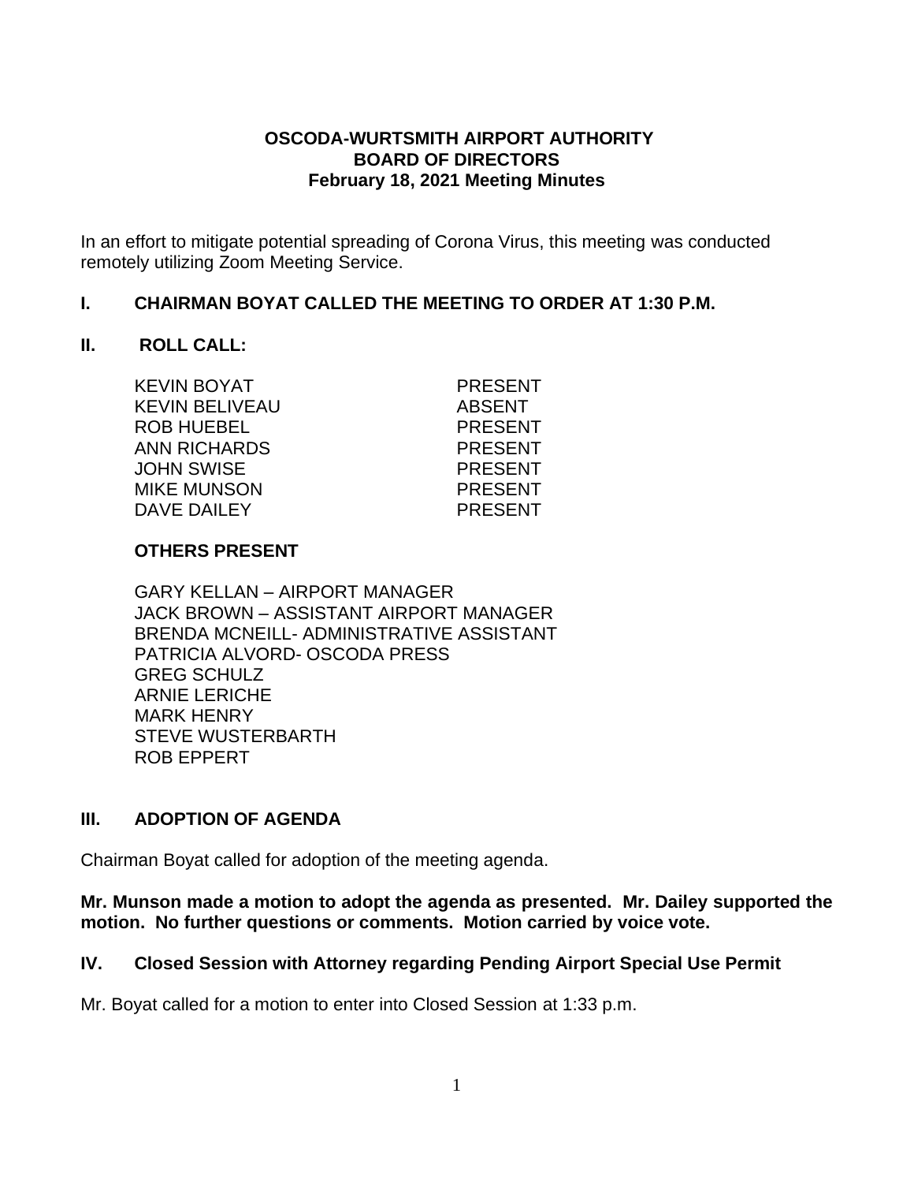**OSCODA-WURTSMITH AIRPORT AUTHORITY**
**BOARD OF DIRECTORS**
**February 18, 2021 Meeting Minutes**

In an effort to mitigate potential spreading of Corona Virus, this meeting was conducted remotely utilizing Zoom Meeting Service.

## I. CHAIRMAN BOYAT CALLED THE MEETING TO ORDER AT 1:30 P.M.

## II. ROLL CALL:

| | |
|---|---|
| KEVIN BOYAT | PRESENT |
| KEVIN BELIVEAU | ABSENT |
| ROB HUEBEL | PRESENT |
| ANN RICHARDS | PRESENT |
| JOHN SWISE | PRESENT |
| MIKE MUNSON | PRESENT |
| DAVE DAILEY | PRESENT |

**OTHERS PRESENT**

GARY KELLAN – AIRPORT MANAGER
JACK BROWN – ASSISTANT AIRPORT MANAGER
BRENDA MCNEILL- ADMINISTRATIVE ASSISTANT
PATRICIA ALVORD- OSCODA PRESS
GREG SCHULZ
ARNIE LERICHE
MARK HENRY
STEVE WUSTERBARTH
ROB EPPERT

## III. ADOPTION OF AGENDA

Chairman Boyat called for adoption of the meeting agenda.

**Mr. Munson made a motion to adopt the agenda as presented. Mr. Dailey supported the motion. No further questions or comments. Motion carried by voice vote.**

## IV. Closed Session with Attorney regarding Pending Airport Special Use Permit

Mr. Boyat called for a motion to enter into Closed Session at 1:33 p.m.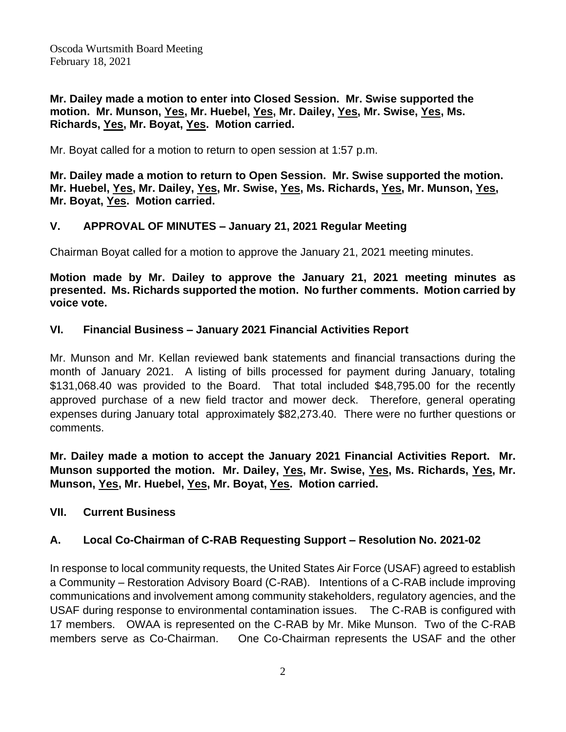**Mr. Dailey made a motion to enter into Closed Session. Mr. Swise supported the motion. Mr. Munson, Yes, Mr. Huebel, Yes, Mr. Dailey, Yes, Mr. Swise, Yes, Ms. Richards, Yes, Mr. Boyat, Yes. Motion carried.**

Mr. Boyat called for a motion to return to open session at 1:57 p.m.

**Mr. Dailey made a motion to return to Open Session. Mr. Swise supported the motion. Mr. Huebel, Yes, Mr. Dailey, Yes, Mr. Swise, Yes, Ms. Richards, Yes, Mr. Munson, Yes, Mr. Boyat, Yes. Motion carried.**

## V. APPROVAL OF MINUTES – January 21, 2021 Regular Meeting

Chairman Boyat called for a motion to approve the January 21, 2021 meeting minutes.

**Motion made by Mr. Dailey to approve the January 21, 2021 meeting minutes as presented. Ms. Richards supported the motion. No further comments. Motion carried by voice vote.**

## VI. Financial Business – January 2021 Financial Activities Report

Mr. Munson and Mr. Kellan reviewed bank statements and financial transactions during the month of January 2021. A listing of bills processed for payment during January, totaling $131,068.40 was provided to the Board. That total included $48,795.00 for the recently approved purchase of a new field tractor and mower deck. Therefore, general operating expenses during January total approximately $82,273.40. There were no further questions or comments.

**Mr. Dailey made a motion to accept the January 2021 Financial Activities Report. Mr. Munson supported the motion. Mr. Dailey, Yes, Mr. Swise, Yes, Ms. Richards, Yes, Mr. Munson, Yes, Mr. Huebel, Yes, Mr. Boyat, Yes. Motion carried.**

## VII. Current Business

### A. Local Co-Chairman of C-RAB Requesting Support – Resolution No. 2021-02

In response to local community requests, the United States Air Force (USAF) agreed to establish a Community – Restoration Advisory Board (C-RAB). Intentions of a C-RAB include improving communications and involvement among community stakeholders, regulatory agencies, and the USAF during response to environmental contamination issues. The C-RAB is configured with 17 members. OWAA is represented on the C-RAB by Mr. Mike Munson. Two of the C-RAB members serve as Co-Chairman. One Co-Chairman represents the USAF and the other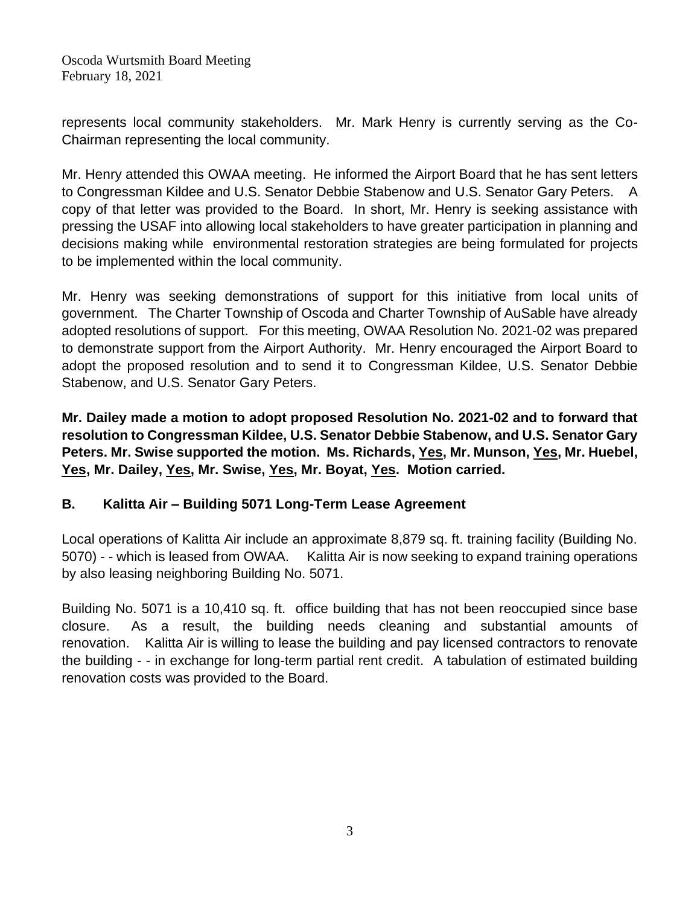represents local community stakeholders. Mr. Mark Henry is currently serving as the Co-Chairman representing the local community.

Mr. Henry attended this OWAA meeting. He informed the Airport Board that he has sent letters to Congressman Kildee and U.S. Senator Debbie Stabenow and U.S. Senator Gary Peters. A copy of that letter was provided to the Board. In short, Mr. Henry is seeking assistance with pressing the USAF into allowing local stakeholders to have greater participation in planning and decisions making while environmental restoration strategies are being formulated for projects to be implemented within the local community.

Mr. Henry was seeking demonstrations of support for this initiative from local units of government. The Charter Township of Oscoda and Charter Township of AuSable have already adopted resolutions of support. For this meeting, OWAA Resolution No. 2021-02 was prepared to demonstrate support from the Airport Authority. Mr. Henry encouraged the Airport Board to adopt the proposed resolution and to send it to Congressman Kildee, U.S. Senator Debbie Stabenow, and U.S. Senator Gary Peters.

**Mr. Dailey made a motion to adopt proposed Resolution No. 2021-02 and to forward that resolution to Congressman Kildee, U.S. Senator Debbie Stabenow, and U.S. Senator Gary Peters. Mr. Swise supported the motion. Ms. Richards, <u>Yes</u>, Mr. Munson, <u>Yes</u>, Mr. Huebel, <u>Yes</u>, Mr. Dailey, <u>Yes</u>, Mr. Swise, <u>Yes</u>, Mr. Boyat, <u>Yes</u>. Motion carried.**

## B. Kalitta Air – Building 5071 Long-Term Lease Agreement

Local operations of Kalitta Air include an approximate 8,879 sq. ft. training facility (Building No. 5070) - - which is leased from OWAA. Kalitta Air is now seeking to expand training operations by also leasing neighboring Building No. 5071.

Building No. 5071 is a 10,410 sq. ft. office building that has not been reoccupied since base closure. As a result, the building needs cleaning and substantial amounts of renovation. Kalitta Air is willing to lease the building and pay licensed contractors to renovate the building - - in exchange for long-term partial rent credit. A tabulation of estimated building renovation costs was provided to the Board.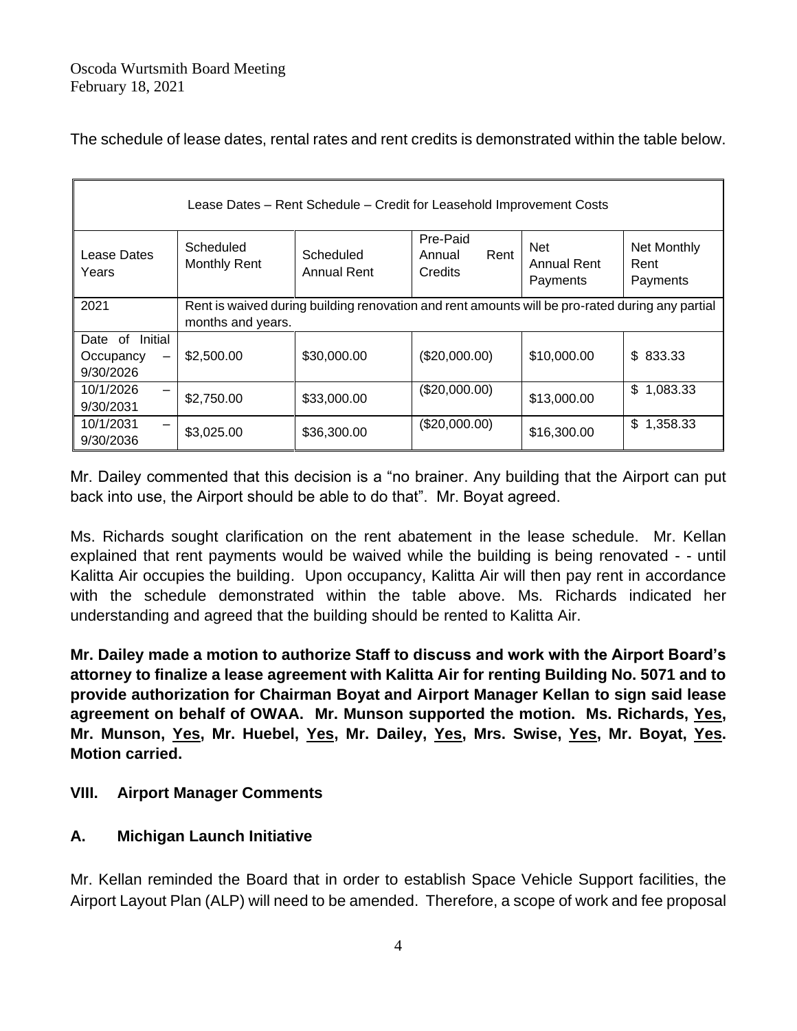The schedule of lease dates, rental rates and rent credits is demonstrated within the table below.

| Lease Dates – Rent Schedule – Credit for Leasehold Improvement Costs | | | | | |
|---|---|---|---|---|---|
| Lease Dates Years | Scheduled Monthly Rent | Scheduled Annual Rent | Pre-Paid Annual Rent Credits | Net Annual Rent Payments | Net Monthly Rent Payments |
| 2021 | Rent is waived during building renovation and rent amounts will be pro-rated during any partial months and years. | | | | |
| Date of Initial Occupancy – 9/30/2026 | $2,500.00 | $30,000.00 | ($20,000.00) | $10,000.00 | $ 833.33 |
| 10/1/2026 – 9/30/2031 | $2,750.00 | $33,000.00 | ($20,000.00) | $13,000.00 | $ 1,083.33 |
| 10/1/2031 – 9/30/2036 | $3,025.00 | $36,300.00 | ($20,000.00) | $16,300.00 | $ 1,358.33 |

Mr. Dailey commented that this decision is a "no brainer. Any building that the Airport can put back into use, the Airport should be able to do that". Mr. Boyat agreed.

Ms. Richards sought clarification on the rent abatement in the lease schedule. Mr. Kellan explained that rent payments would be waived while the building is being renovated - - until Kalitta Air occupies the building. Upon occupancy, Kalitta Air will then pay rent in accordance with the schedule demonstrated within the table above. Ms. Richards indicated her understanding and agreed that the building should be rented to Kalitta Air.

**Mr. Dailey made a motion to authorize Staff to discuss and work with the Airport Board's attorney to finalize a lease agreement with Kalitta Air for renting Building No. 5071 and to provide authorization for Chairman Boyat and Airport Manager Kellan to sign said lease agreement on behalf of OWAA. Mr. Munson supported the motion. Ms. Richards, Yes, Mr. Munson, Yes, Mr. Huebel, Yes, Mr. Dailey, Yes, Mrs. Swise, Yes, Mr. Boyat, Yes. Motion carried.**

## VIII. Airport Manager Comments

### A. Michigan Launch Initiative

Mr. Kellan reminded the Board that in order to establish Space Vehicle Support facilities, the Airport Layout Plan (ALP) will need to be amended. Therefore, a scope of work and fee proposal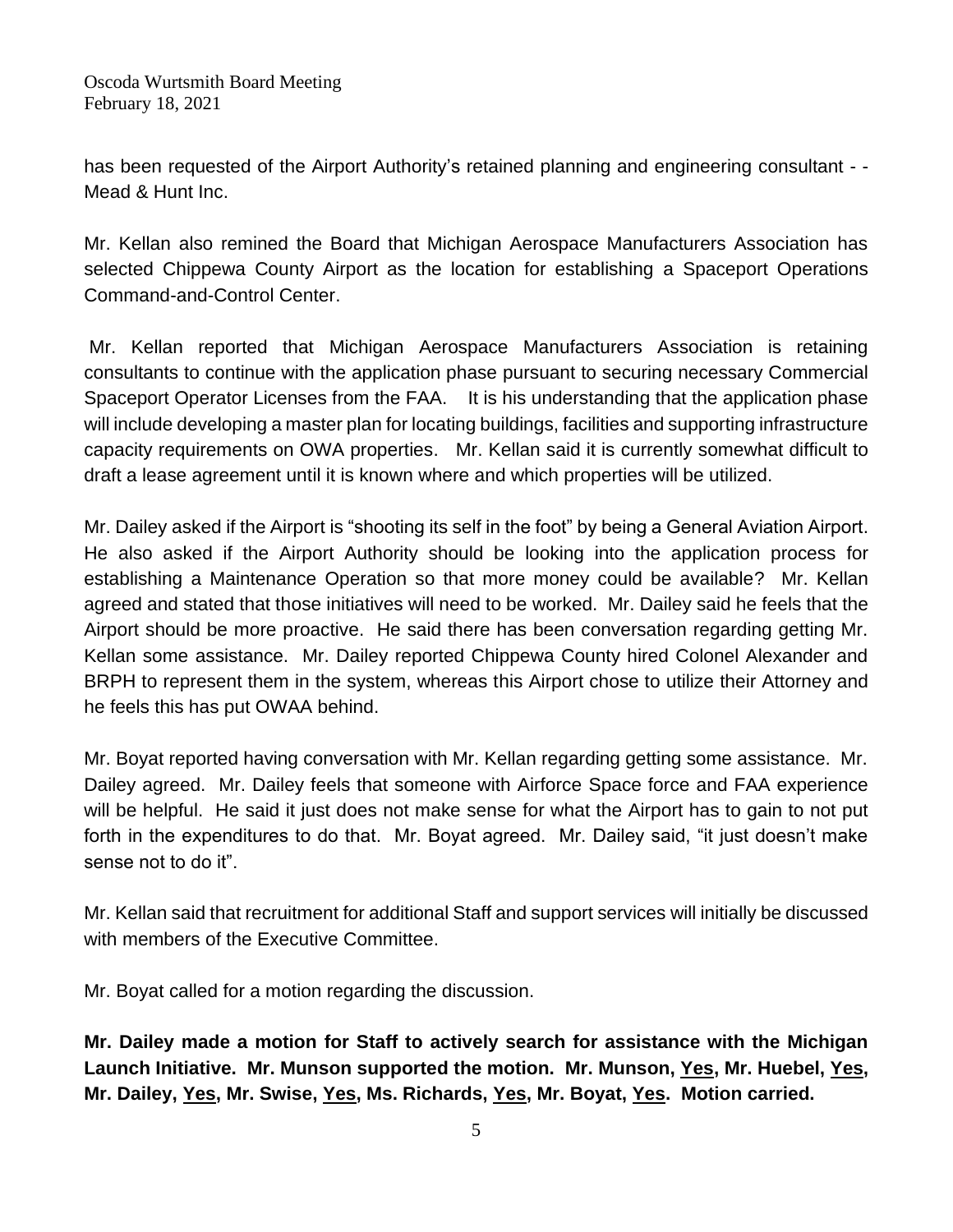has been requested of the Airport Authority's retained planning and engineering consultant - - Mead & Hunt Inc.

Mr. Kellan also remined the Board that Michigan Aerospace Manufacturers Association has selected Chippewa County Airport as the location for establishing a Spaceport Operations Command-and-Control Center.

Mr. Kellan reported that Michigan Aerospace Manufacturers Association is retaining consultants to continue with the application phase pursuant to securing necessary Commercial Spaceport Operator Licenses from the FAA. It is his understanding that the application phase will include developing a master plan for locating buildings, facilities and supporting infrastructure capacity requirements on OWA properties. Mr. Kellan said it is currently somewhat difficult to draft a lease agreement until it is known where and which properties will be utilized.

Mr. Dailey asked if the Airport is "shooting its self in the foot" by being a General Aviation Airport. He also asked if the Airport Authority should be looking into the application process for establishing a Maintenance Operation so that more money could be available? Mr. Kellan agreed and stated that those initiatives will need to be worked. Mr. Dailey said he feels that the Airport should be more proactive. He said there has been conversation regarding getting Mr. Kellan some assistance. Mr. Dailey reported Chippewa County hired Colonel Alexander and BRPH to represent them in the system, whereas this Airport chose to utilize their Attorney and he feels this has put OWAA behind.

Mr. Boyat reported having conversation with Mr. Kellan regarding getting some assistance. Mr. Dailey agreed. Mr. Dailey feels that someone with Airforce Space force and FAA experience will be helpful. He said it just does not make sense for what the Airport has to gain to not put forth in the expenditures to do that. Mr. Boyat agreed. Mr. Dailey said, "it just doesn't make sense not to do it".

Mr. Kellan said that recruitment for additional Staff and support services will initially be discussed with members of the Executive Committee.

Mr. Boyat called for a motion regarding the discussion.

**Mr. Dailey made a motion for Staff to actively search for assistance with the Michigan Launch Initiative. Mr. Munson supported the motion. Mr. Munson, Yes, Mr. Huebel, Yes, Mr. Dailey, Yes, Mr. Swise, Yes, Ms. Richards, Yes, Mr. Boyat, Yes. Motion carried.**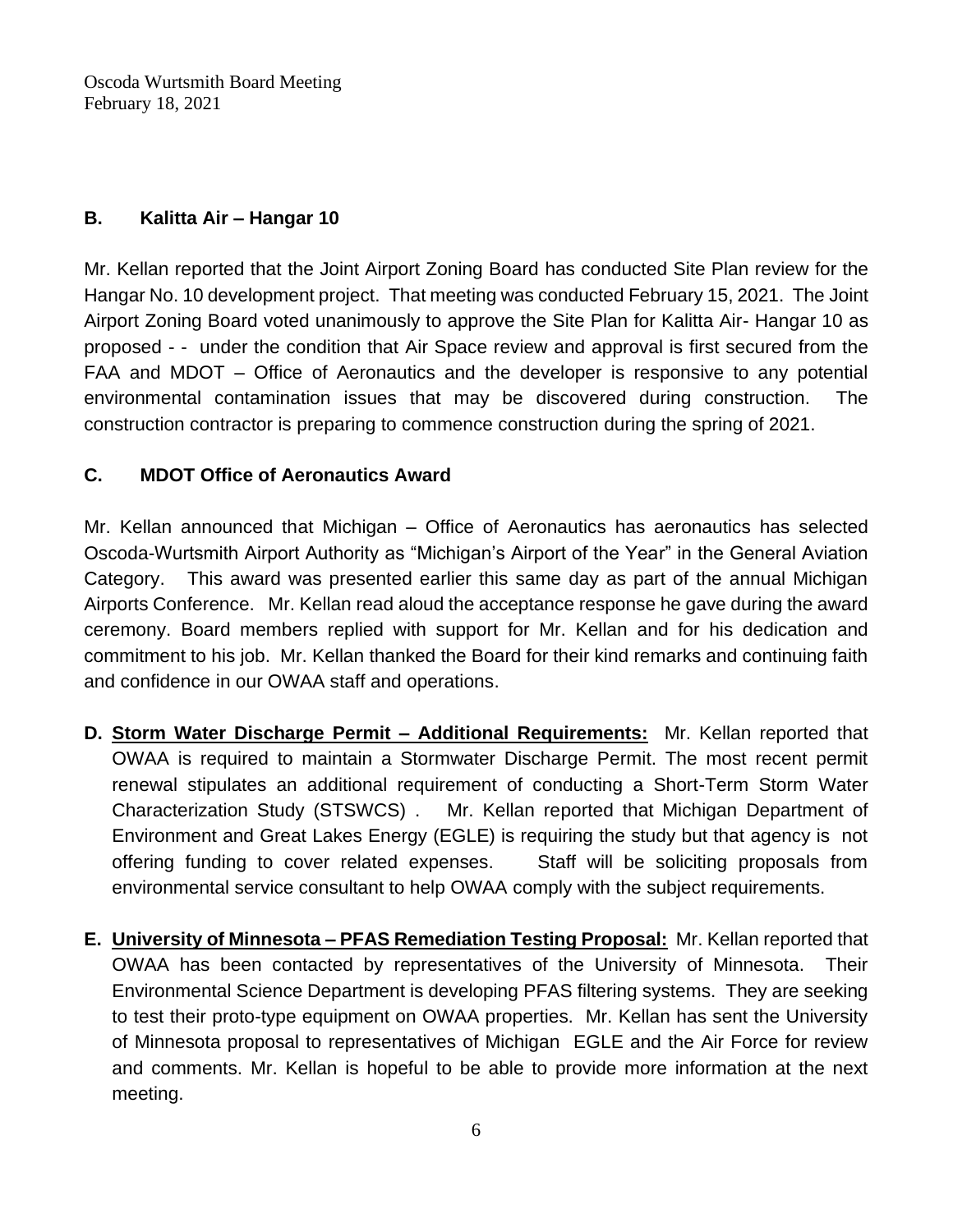### B. Kalitta Air – Hangar 10

Mr. Kellan reported that the Joint Airport Zoning Board has conducted Site Plan review for the Hangar No. 10 development project. That meeting was conducted February 15, 2021. The Joint Airport Zoning Board voted unanimously to approve the Site Plan for Kalitta Air- Hangar 10 as proposed - - under the condition that Air Space review and approval is first secured from the FAA and MDOT – Office of Aeronautics and the developer is responsive to any potential environmental contamination issues that may be discovered during construction. The construction contractor is preparing to commence construction during the spring of 2021.

### C. MDOT Office of Aeronautics Award

Mr. Kellan announced that Michigan – Office of Aeronautics has aeronautics has selected Oscoda-Wurtsmith Airport Authority as "Michigan's Airport of the Year" in the General Aviation Category. This award was presented earlier this same day as part of the annual Michigan Airports Conference. Mr. Kellan read aloud the acceptance response he gave during the award ceremony. Board members replied with support for Mr. Kellan and for his dedication and commitment to his job. Mr. Kellan thanked the Board for their kind remarks and continuing faith and confidence in our OWAA staff and operations.

**D. Storm Water Discharge Permit – Additional Requirements:** Mr. Kellan reported that OWAA is required to maintain a Stormwater Discharge Permit. The most recent permit renewal stipulates an additional requirement of conducting a Short-Term Storm Water Characterization Study (STSWCS) . Mr. Kellan reported that Michigan Department of Environment and Great Lakes Energy (EGLE) is requiring the study but that agency is not offering funding to cover related expenses. Staff will be soliciting proposals from environmental service consultant to help OWAA comply with the subject requirements.

**E. University of Minnesota – PFAS Remediation Testing Proposal:** Mr. Kellan reported that OWAA has been contacted by representatives of the University of Minnesota. Their Environmental Science Department is developing PFAS filtering systems. They are seeking to test their proto-type equipment on OWAA properties. Mr. Kellan has sent the University of Minnesota proposal to representatives of Michigan EGLE and the Air Force for review and comments. Mr. Kellan is hopeful to be able to provide more information at the next meeting.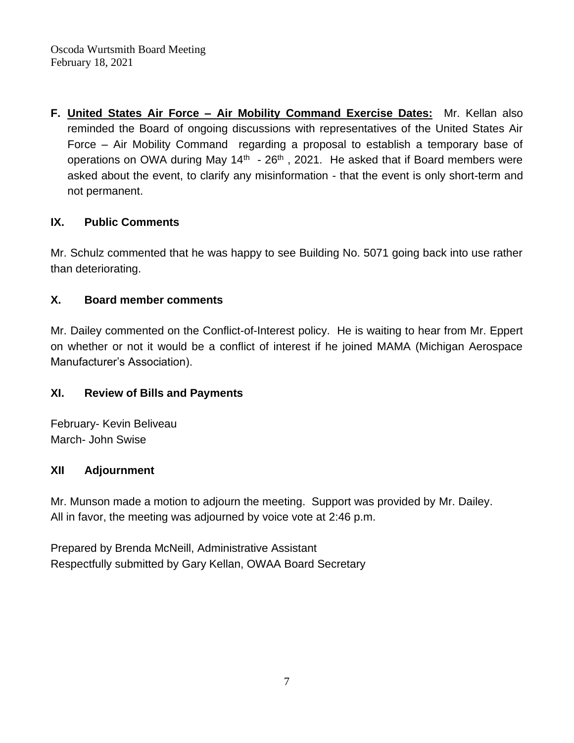**F. <u>United States Air Force – Air Mobility Command Exercise Dates:</u>** Mr. Kellan also reminded the Board of ongoing discussions with representatives of the United States Air Force – Air Mobility Command regarding a proposal to establish a temporary base of operations on OWA during May 14th - 26th, 2021. He asked that if Board members were asked about the event, to clarify any misinformation - that the event is only short-term and not permanent.

## IX. Public Comments

Mr. Schulz commented that he was happy to see Building No. 5071 going back into use rather than deteriorating.

## X. Board member comments

Mr. Dailey commented on the Conflict-of-Interest policy. He is waiting to hear from Mr. Eppert on whether or not it would be a conflict of interest if he joined MAMA (Michigan Aerospace Manufacturer's Association).

## XI. Review of Bills and Payments

February- Kevin Beliveau
March- John Swise

## XII Adjournment

Mr. Munson made a motion to adjourn the meeting. Support was provided by Mr. Dailey.
All in favor, the meeting was adjourned by voice vote at 2:46 p.m.

Prepared by Brenda McNeill, Administrative Assistant
Respectfully submitted by Gary Kellan, OWAA Board Secretary